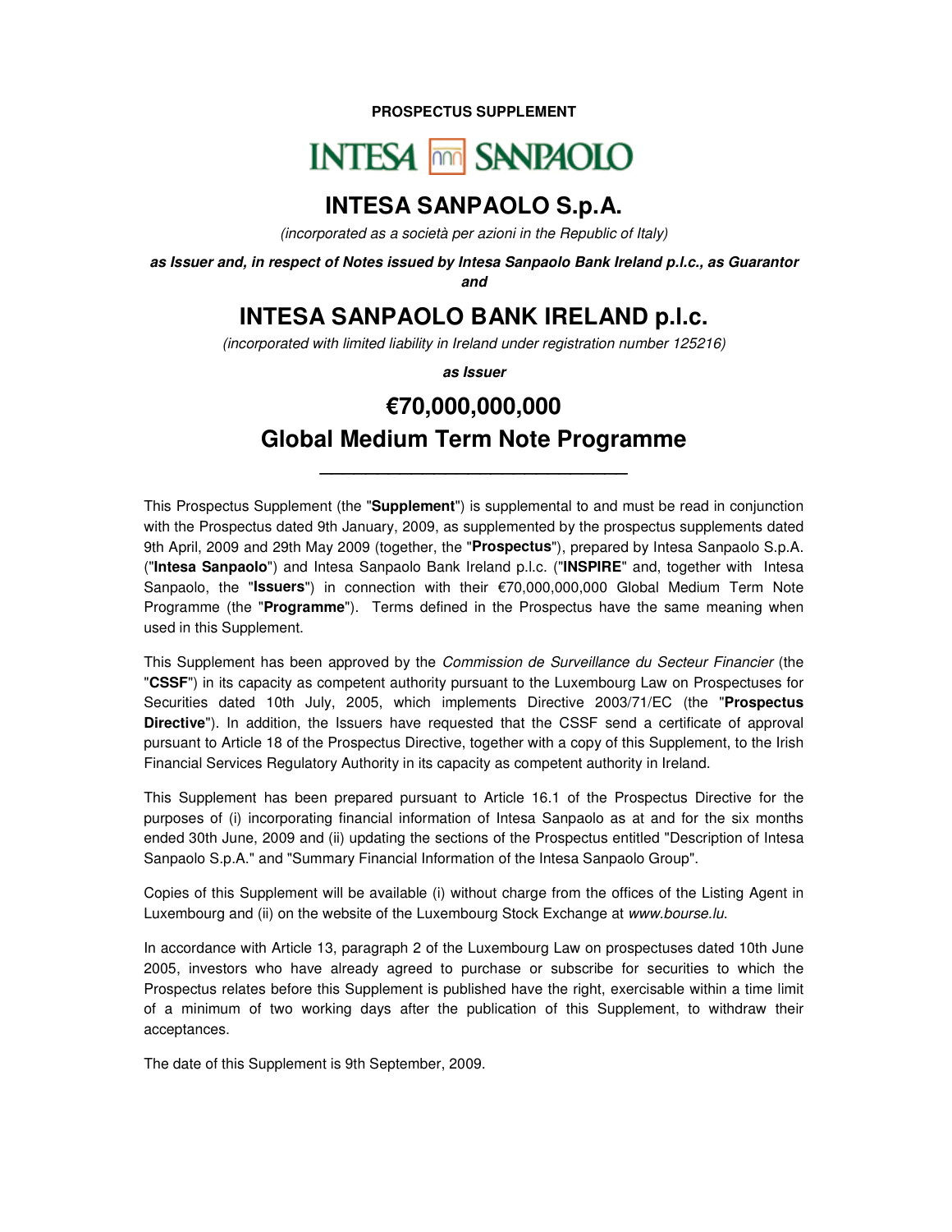**PROSPECTUS SUPPLEMENT**

INTESA SANPAOLO

# INTESA SANPAOLO S.p.A.

*(incorporated as a società per azioni in the Republic of Italy)*

***as Issuer and, in respect of Notes issued by Intesa Sanpaolo Bank Ireland p.l.c., as Guarantor and***

# INTESA SANPAOLO BANK IRELAND p.l.c.

*(incorporated with limited liability in Ireland under registration number 125216)*

***as Issuer***

# €70,000,000,000
# Global Medium Term Note Programme

---

This Prospectus Supplement (the "**Supplement**") is supplemental to and must be read in conjunction with the Prospectus dated 9th January, 2009, as supplemented by the prospectus supplements dated 9th April, 2009 and 29th May 2009 (together, the "**Prospectus**"), prepared by Intesa Sanpaolo S.p.A. ("**Intesa Sanpaolo**") and Intesa Sanpaolo Bank Ireland p.l.c. ("**INSPIRE**" and, together with Intesa Sanpaolo, the "**Issuers**") in connection with their €70,000,000,000 Global Medium Term Note Programme (the "**Programme**"). Terms defined in the Prospectus have the same meaning when used in this Supplement.

This Supplement has been approved by the *Commission de Surveillance du Secteur Financier* (the "**CSSF**") in its capacity as competent authority pursuant to the Luxembourg Law on Prospectuses for Securities dated 10th July, 2005, which implements Directive 2003/71/EC (the "**Prospectus Directive**"). In addition, the Issuers have requested that the CSSF send a certificate of approval pursuant to Article 18 of the Prospectus Directive, together with a copy of this Supplement, to the Irish Financial Services Regulatory Authority in its capacity as competent authority in Ireland.

This Supplement has been prepared pursuant to Article 16.1 of the Prospectus Directive for the purposes of (i) incorporating financial information of Intesa Sanpaolo as at and for the six months ended 30th June, 2009 and (ii) updating the sections of the Prospectus entitled "Description of Intesa Sanpaolo S.p.A." and "Summary Financial Information of the Intesa Sanpaolo Group".

Copies of this Supplement will be available (i) without charge from the offices of the Listing Agent in Luxembourg and (ii) on the website of the Luxembourg Stock Exchange at *www.bourse.lu*.

In accordance with Article 13, paragraph 2 of the Luxembourg Law on prospectuses dated 10th June 2005, investors who have already agreed to purchase or subscribe for securities to which the Prospectus relates before this Supplement is published have the right, exercisable within a time limit of a minimum of two working days after the publication of this Supplement, to withdraw their acceptances.

The date of this Supplement is 9th September, 2009.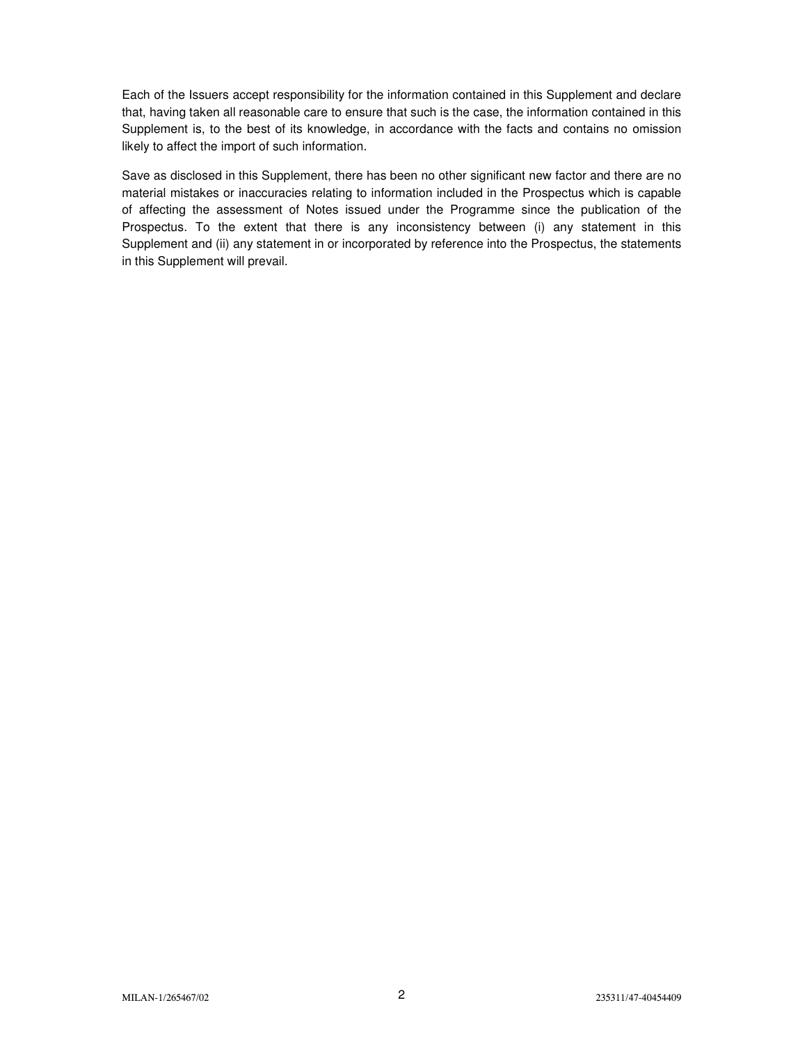Each of the Issuers accept responsibility for the information contained in this Supplement and declare that, having taken all reasonable care to ensure that such is the case, the information contained in this Supplement is, to the best of its knowledge, in accordance with the facts and contains no omission likely to affect the import of such information.

Save as disclosed in this Supplement, there has been no other significant new factor and there are no material mistakes or inaccuracies relating to information included in the Prospectus which is capable of affecting the assessment of Notes issued under the Programme since the publication of the Prospectus. To the extent that there is any inconsistency between (i) any statement in this Supplement and (ii) any statement in or incorporated by reference into the Prospectus, the statements in this Supplement will prevail.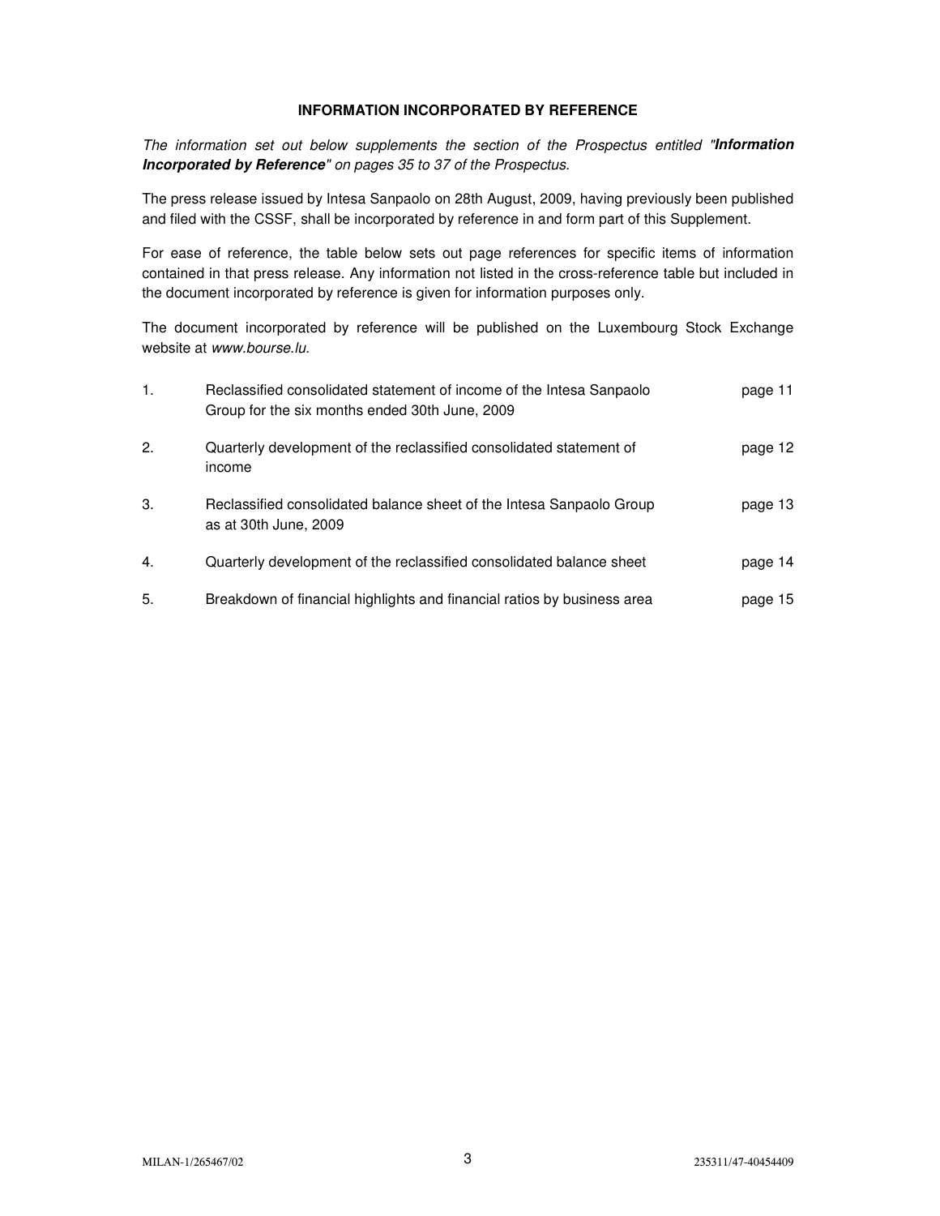## INFORMATION INCORPORATED BY REFERENCE

*The information set out below supplements the section of the Prospectus entitled "**Information Incorporated by Reference**" on pages 35 to 37 of the Prospectus.*

The press release issued by Intesa Sanpaolo on 28th August, 2009, having previously been published and filed with the CSSF, shall be incorporated by reference in and form part of this Supplement.

For ease of reference, the table below sets out page references for specific items of information contained in that press release. Any information not listed in the cross-reference table but included in the document incorporated by reference is given for information purposes only.

The document incorporated by reference will be published on the Luxembourg Stock Exchange website at *www.bourse.lu.*

| | | |
|---|---|---|
| 1. | Reclassified consolidated statement of income of the Intesa Sanpaolo Group for the six months ended 30th June, 2009 | page 11 |
| 2. | Quarterly development of the reclassified consolidated statement of income | page 12 |
| 3. | Reclassified consolidated balance sheet of the Intesa Sanpaolo Group as at 30th June, 2009 | page 13 |
| 4. | Quarterly development of the reclassified consolidated balance sheet | page 14 |
| 5. | Breakdown of financial highlights and financial ratios by business area | page 15 |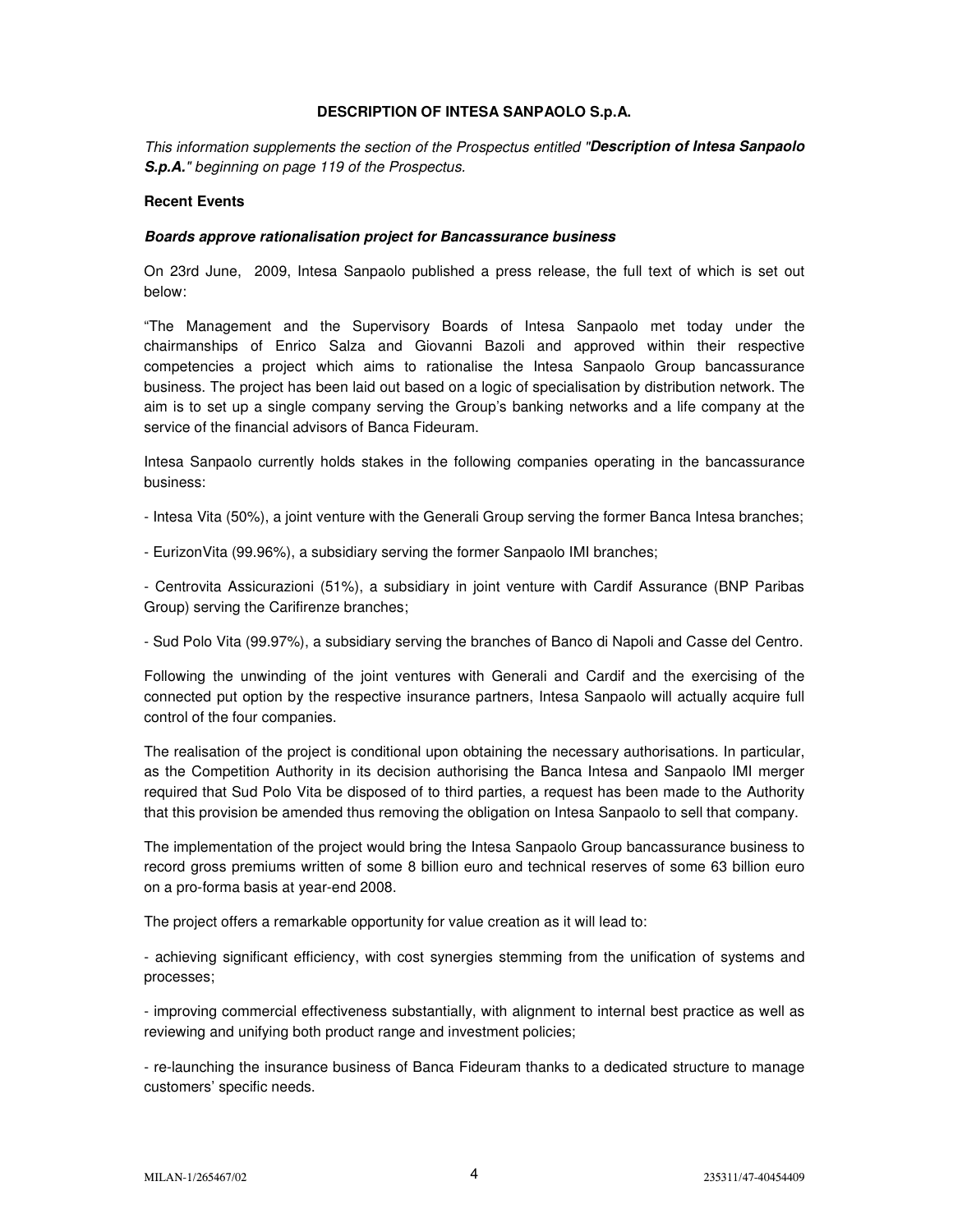## DESCRIPTION OF INTESA SANPAOLO S.p.A.

*This information supplements the section of the Prospectus entitled "**Description of Intesa Sanpaolo S.p.A.**" beginning on page 119 of the Prospectus.*

### Recent Events

***Boards approve rationalisation project for Bancassurance business***

On 23rd June, 2009, Intesa Sanpaolo published a press release, the full text of which is set out below:

"The Management and the Supervisory Boards of Intesa Sanpaolo met today under the chairmanships of Enrico Salza and Giovanni Bazoli and approved within their respective competencies a project which aims to rationalise the Intesa Sanpaolo Group bancassurance business. The project has been laid out based on a logic of specialisation by distribution network. The aim is to set up a single company serving the Group's banking networks and a life company at the service of the financial advisors of Banca Fideuram.

Intesa Sanpaolo currently holds stakes in the following companies operating in the bancassurance business:

- Intesa Vita (50%), a joint venture with the Generali Group serving the former Banca Intesa branches;

- EurizonVita (99.96%), a subsidiary serving the former Sanpaolo IMI branches;

- Centrovita Assicurazioni (51%), a subsidiary in joint venture with Cardif Assurance (BNP Paribas Group) serving the Carifirenze branches;

- Sud Polo Vita (99.97%), a subsidiary serving the branches of Banco di Napoli and Casse del Centro.

Following the unwinding of the joint ventures with Generali and Cardif and the exercising of the connected put option by the respective insurance partners, Intesa Sanpaolo will actually acquire full control of the four companies.

The realisation of the project is conditional upon obtaining the necessary authorisations. In particular, as the Competition Authority in its decision authorising the Banca Intesa and Sanpaolo IMI merger required that Sud Polo Vita be disposed of to third parties, a request has been made to the Authority that this provision be amended thus removing the obligation on Intesa Sanpaolo to sell that company.

The implementation of the project would bring the Intesa Sanpaolo Group bancassurance business to record gross premiums written of some 8 billion euro and technical reserves of some 63 billion euro on a pro-forma basis at year-end 2008.

The project offers a remarkable opportunity for value creation as it will lead to:

- achieving significant efficiency, with cost synergies stemming from the unification of systems and processes;

- improving commercial effectiveness substantially, with alignment to internal best practice as well as reviewing and unifying both product range and investment policies;

- re-launching the insurance business of Banca Fideuram thanks to a dedicated structure to manage customers' specific needs.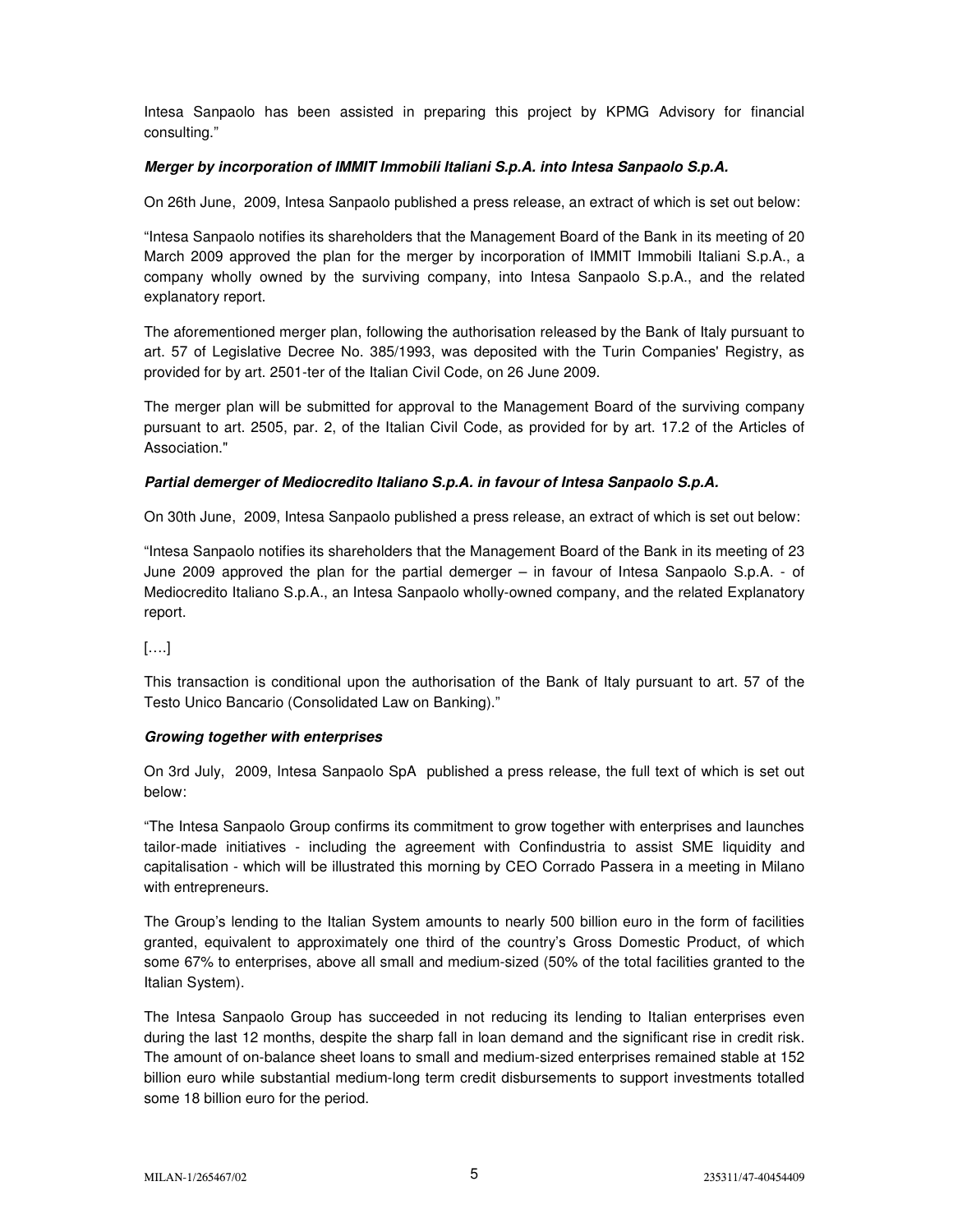Intesa Sanpaolo has been assisted in preparing this project by KPMG Advisory for financial consulting."

***Merger by incorporation of IMMIT Immobili Italiani S.p.A. into Intesa Sanpaolo S.p.A.***

On 26th June, 2009, Intesa Sanpaolo published a press release, an extract of which is set out below:

"Intesa Sanpaolo notifies its shareholders that the Management Board of the Bank in its meeting of 20 March 2009 approved the plan for the merger by incorporation of IMMIT Immobili Italiani S.p.A., a company wholly owned by the surviving company, into Intesa Sanpaolo S.p.A., and the related explanatory report.

The aforementioned merger plan, following the authorisation released by the Bank of Italy pursuant to art. 57 of Legislative Decree No. 385/1993, was deposited with the Turin Companies' Registry, as provided for by art. 2501-ter of the Italian Civil Code, on 26 June 2009.

The merger plan will be submitted for approval to the Management Board of the surviving company pursuant to art. 2505, par. 2, of the Italian Civil Code, as provided for by art. 17.2 of the Articles of Association."

***Partial demerger of Mediocredito Italiano S.p.A. in favour of Intesa Sanpaolo S.p.A.***

On 30th June, 2009, Intesa Sanpaolo published a press release, an extract of which is set out below:

"Intesa Sanpaolo notifies its shareholders that the Management Board of the Bank in its meeting of 23 June 2009 approved the plan for the partial demerger – in favour of Intesa Sanpaolo S.p.A. - of Mediocredito Italiano S.p.A., an Intesa Sanpaolo wholly-owned company, and the related Explanatory report.

[….]

This transaction is conditional upon the authorisation of the Bank of Italy pursuant to art. 57 of the Testo Unico Bancario (Consolidated Law on Banking)."

***Growing together with enterprises***

On 3rd July, 2009, Intesa Sanpaolo SpA published a press release, the full text of which is set out below:

"The Intesa Sanpaolo Group confirms its commitment to grow together with enterprises and launches tailor-made initiatives - including the agreement with Confindustria to assist SME liquidity and capitalisation - which will be illustrated this morning by CEO Corrado Passera in a meeting in Milano with entrepreneurs.

The Group's lending to the Italian System amounts to nearly 500 billion euro in the form of facilities granted, equivalent to approximately one third of the country's Gross Domestic Product, of which some 67% to enterprises, above all small and medium-sized (50% of the total facilities granted to the Italian System).

The Intesa Sanpaolo Group has succeeded in not reducing its lending to Italian enterprises even during the last 12 months, despite the sharp fall in loan demand and the significant rise in credit risk. The amount of on-balance sheet loans to small and medium-sized enterprises remained stable at 152 billion euro while substantial medium-long term credit disbursements to support investments totalled some 18 billion euro for the period.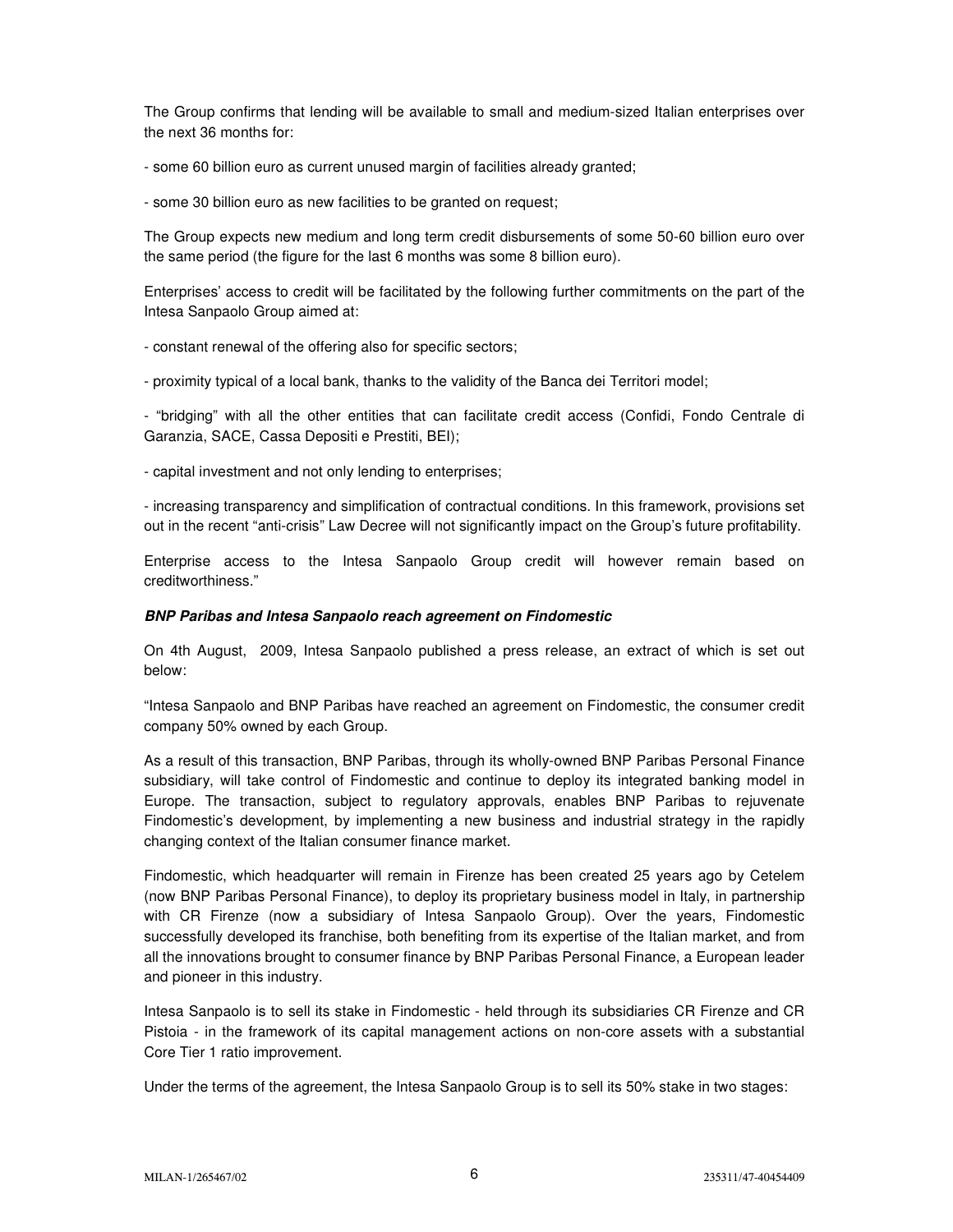The Group confirms that lending will be available to small and medium-sized Italian enterprises over the next 36 months for:

- some 60 billion euro as current unused margin of facilities already granted;

- some 30 billion euro as new facilities to be granted on request;

The Group expects new medium and long term credit disbursements of some 50-60 billion euro over the same period (the figure for the last 6 months was some 8 billion euro).

Enterprises' access to credit will be facilitated by the following further commitments on the part of the Intesa Sanpaolo Group aimed at:

- constant renewal of the offering also for specific sectors;

- proximity typical of a local bank, thanks to the validity of the Banca dei Territori model;

- "bridging" with all the other entities that can facilitate credit access (Confidi, Fondo Centrale di Garanzia, SACE, Cassa Depositi e Prestiti, BEI);

- capital investment and not only lending to enterprises;

- increasing transparency and simplification of contractual conditions. In this framework, provisions set out in the recent "anti-crisis" Law Decree will not significantly impact on the Group's future profitability.

Enterprise access to the Intesa Sanpaolo Group credit will however remain based on creditworthiness."

***BNP Paribas and Intesa Sanpaolo reach agreement on Findomestic***

On 4th August, 2009, Intesa Sanpaolo published a press release, an extract of which is set out below:

"Intesa Sanpaolo and BNP Paribas have reached an agreement on Findomestic, the consumer credit company 50% owned by each Group.

As a result of this transaction, BNP Paribas, through its wholly-owned BNP Paribas Personal Finance subsidiary, will take control of Findomestic and continue to deploy its integrated banking model in Europe. The transaction, subject to regulatory approvals, enables BNP Paribas to rejuvenate Findomestic's development, by implementing a new business and industrial strategy in the rapidly changing context of the Italian consumer finance market.

Findomestic, which headquarter will remain in Firenze has been created 25 years ago by Cetelem (now BNP Paribas Personal Finance), to deploy its proprietary business model in Italy, in partnership with CR Firenze (now a subsidiary of Intesa Sanpaolo Group). Over the years, Findomestic successfully developed its franchise, both benefiting from its expertise of the Italian market, and from all the innovations brought to consumer finance by BNP Paribas Personal Finance, a European leader and pioneer in this industry.

Intesa Sanpaolo is to sell its stake in Findomestic - held through its subsidiaries CR Firenze and CR Pistoia - in the framework of its capital management actions on non-core assets with a substantial Core Tier 1 ratio improvement.

Under the terms of the agreement, the Intesa Sanpaolo Group is to sell its 50% stake in two stages: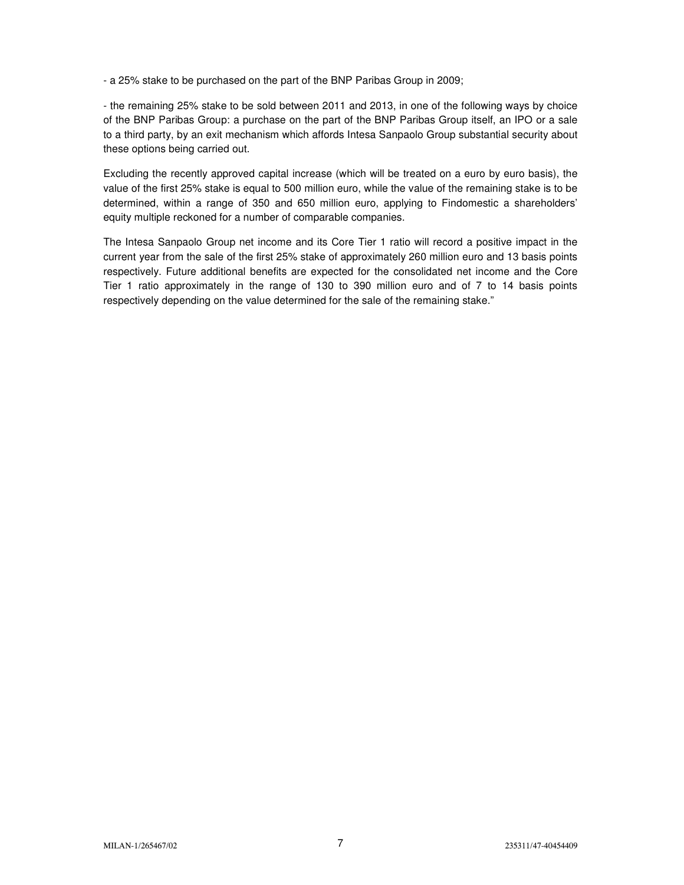- a 25% stake to be purchased on the part of the BNP Paribas Group in 2009;

- the remaining 25% stake to be sold between 2011 and 2013, in one of the following ways by choice of the BNP Paribas Group: a purchase on the part of the BNP Paribas Group itself, an IPO or a sale to a third party, by an exit mechanism which affords Intesa Sanpaolo Group substantial security about these options being carried out.

Excluding the recently approved capital increase (which will be treated on a euro by euro basis), the value of the first 25% stake is equal to 500 million euro, while the value of the remaining stake is to be determined, within a range of 350 and 650 million euro, applying to Findomestic a shareholders' equity multiple reckoned for a number of comparable companies.

The Intesa Sanpaolo Group net income and its Core Tier 1 ratio will record a positive impact in the current year from the sale of the first 25% stake of approximately 260 million euro and 13 basis points respectively. Future additional benefits are expected for the consolidated net income and the Core Tier 1 ratio approximately in the range of 130 to 390 million euro and of 7 to 14 basis points respectively depending on the value determined for the sale of the remaining stake."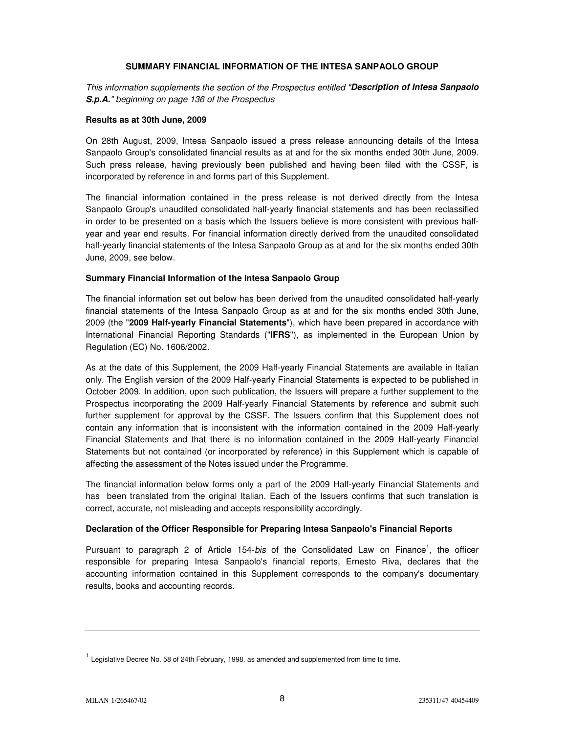## SUMMARY FINANCIAL INFORMATION OF THE INTESA SANPAOLO GROUP

*This information supplements the section of the Prospectus entitled "**Description of Intesa Sanpaolo S.p.A.**" beginning on page 136 of the Prospectus*

### Results as at 30th June, 2009

On 28th August, 2009, Intesa Sanpaolo issued a press release announcing details of the Intesa Sanpaolo Group's consolidated financial results as at and for the six months ended 30th June, 2009. Such press release, having previously been published and having been filed with the CSSF, is incorporated by reference in and forms part of this Supplement.

The financial information contained in the press release is not derived directly from the Intesa Sanpaolo Group's unaudited consolidated half-yearly financial statements and has been reclassified in order to be presented on a basis which the Issuers believe is more consistent with previous half-year and year end results. For financial information directly derived from the unaudited consolidated half-yearly financial statements of the Intesa Sanpaolo Group as at and for the six months ended 30th June, 2009, see below.

### Summary Financial Information of the Intesa Sanpaolo Group

The financial information set out below has been derived from the unaudited consolidated half-yearly financial statements of the Intesa Sanpaolo Group as at and for the six months ended 30th June, 2009 (the "**2009 Half-yearly Financial Statements**"), which have been prepared in accordance with International Financial Reporting Standards ("**IFRS**"), as implemented in the European Union by Regulation (EC) No. 1606/2002.

As at the date of this Supplement, the 2009 Half-yearly Financial Statements are available in Italian only. The English version of the 2009 Half-yearly Financial Statements is expected to be published in October 2009. In addition, upon such publication, the Issuers will prepare a further supplement to the Prospectus incorporating the 2009 Half-yearly Financial Statements by reference and submit such further supplement for approval by the CSSF. The Issuers confirm that this Supplement does not contain any information that is inconsistent with the information contained in the 2009 Half-yearly Financial Statements and that there is no information contained in the 2009 Half-yearly Financial Statements but not contained (or incorporated by reference) in this Supplement which is capable of affecting the assessment of the Notes issued under the Programme.

The financial information below forms only a part of the 2009 Half-yearly Financial Statements and has been translated from the original Italian. Each of the Issuers confirms that such translation is correct, accurate, not misleading and accepts responsibility accordingly.

### Declaration of the Officer Responsible for Preparing Intesa Sanpaolo's Financial Reports

Pursuant to paragraph 2 of Article 154-*bis* of the Consolidated Law on Finance[1], the officer responsible for preparing Intesa Sanpaolo's financial reports, Ernesto Riva, declares that the accounting information contained in this Supplement corresponds to the company's documentary results, books and accounting records.

---

[1] Legislative Decree No. 58 of 24th February, 1998, as amended and supplemented from time to time.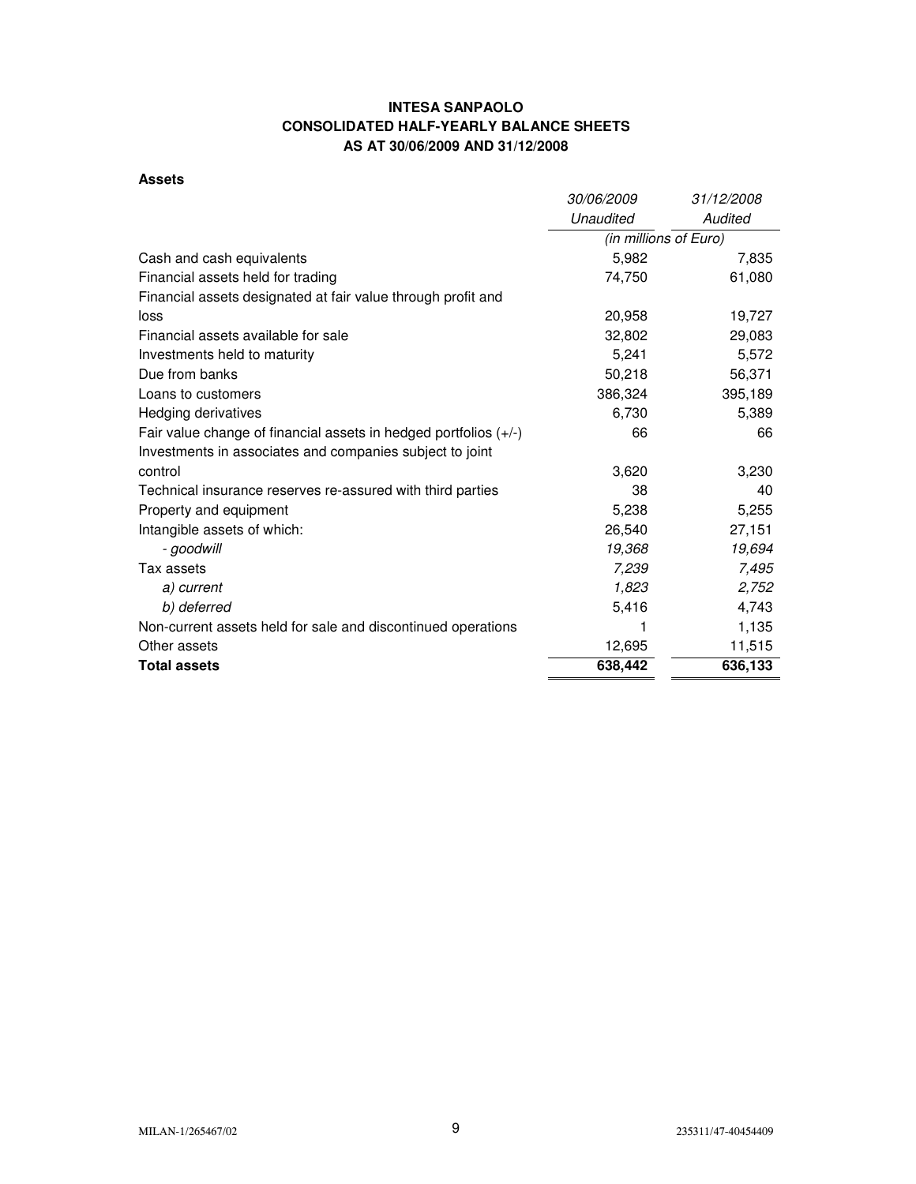**INTESA SANPAOLO**
**CONSOLIDATED HALF-YEARLY BALANCE SHEETS**
**AS AT 30/06/2009 AND 31/12/2008**

**Assets**

| | *30/06/2009* *Unaudited* | *31/12/2008* *Audited* |
|---|---|---|
| | *(in millions of Euro)* | |
| Cash and cash equivalents | 5,982 | 7,835 |
| Financial assets held for trading | 74,750 | 61,080 |
| Financial assets designated at fair value through profit and loss | 20,958 | 19,727 |
| Financial assets available for sale | 32,802 | 29,083 |
| Investments held to maturity | 5,241 | 5,572 |
| Due from banks | 50,218 | 56,371 |
| Loans to customers | 386,324 | 395,189 |
| Hedging derivatives | 6,730 | 5,389 |
| Fair value change of financial assets in hedged portfolios (+/-) | 66 | 66 |
| Investments in associates and companies subject to joint control | 3,620 | 3,230 |
| Technical insurance reserves re-assured with third parties | 38 | 40 |
| Property and equipment | 5,238 | 5,255 |
| Intangible assets of which: | 26,540 | 27,151 |
| *- goodwill* | *19,368* | *19,694* |
| Tax assets | *7,239* | *7,495* |
| *a) current* | *1,823* | *2,752* |
| *b) deferred* | 5,416 | 4,743 |
| Non-current assets held for sale and discontinued operations | 1 | 1,135 |
| Other assets | 12,695 | 11,515 |
| **Total assets** | **638,442** | **636,133** |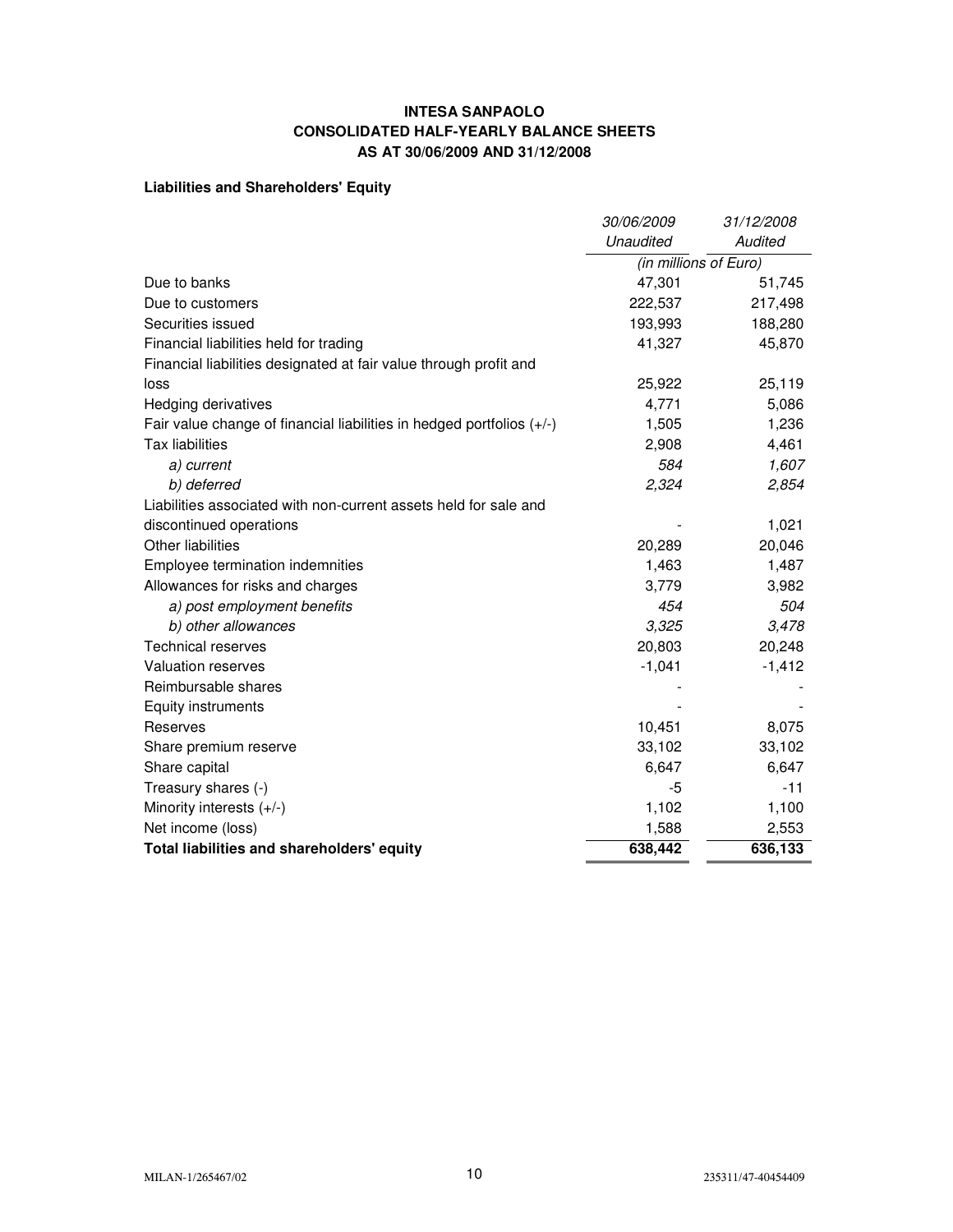**INTESA SANPAOLO**
**CONSOLIDATED HALF-YEARLY BALANCE SHEETS**
**AS AT 30/06/2009 AND 31/12/2008**

**Liabilities and Shareholders' Equity**

| | *30/06/2009* *Unaudited* | *31/12/2008* *Audited* |
|---|---|---|
| | *(in millions of Euro)* | |
| Due to banks | 47,301 | 51,745 |
| Due to customers | 222,537 | 217,498 |
| Securities issued | 193,993 | 188,280 |
| Financial liabilities held for trading | 41,327 | 45,870 |
| Financial liabilities designated at fair value through profit and loss | 25,922 | 25,119 |
| Hedging derivatives | 4,771 | 5,086 |
| Fair value change of financial liabilities in hedged portfolios (+/-) | 1,505 | 1,236 |
| Tax liabilities | 2,908 | 4,461 |
| *a) current* | *584* | *1,607* |
| *b) deferred* | *2,324* | *2,854* |
| Liabilities associated with non-current assets held for sale and discontinued operations | - | 1,021 |
| Other liabilities | 20,289 | 20,046 |
| Employee termination indemnities | 1,463 | 1,487 |
| Allowances for risks and charges | 3,779 | 3,982 |
| *a) post employment benefits* | *454* | *504* |
| *b) other allowances* | *3,325* | *3,478* |
| Technical reserves | 20,803 | 20,248 |
| Valuation reserves | -1,041 | -1,412 |
| Reimbursable shares | - | - |
| Equity instruments | - | - |
| Reserves | 10,451 | 8,075 |
| Share premium reserve | 33,102 | 33,102 |
| Share capital | 6,647 | 6,647 |
| Treasury shares (-) | -5 | -11 |
| Minority interests (+/-) | 1,102 | 1,100 |
| Net income (loss) | 1,588 | 2,553 |
| **Total liabilities and shareholders' equity** | **638,442** | **636,133** |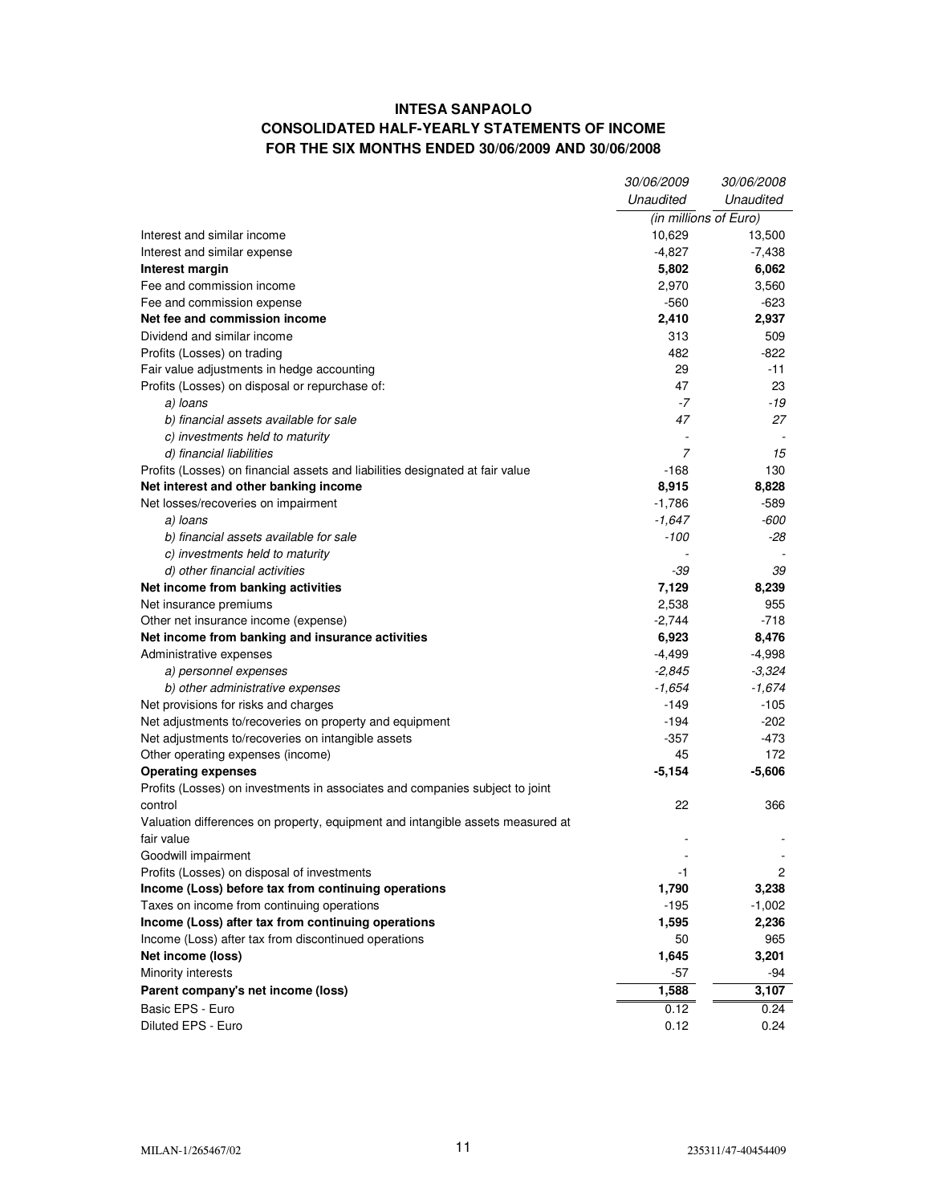# INTESA SANPAOLO
## CONSOLIDATED HALF-YEARLY STATEMENTS OF INCOME
## FOR THE SIX MONTHS ENDED 30/06/2009 AND 30/06/2008

| | *30/06/2009* | *30/06/2008* |
|---|---|---|
| | *Unaudited* | *Unaudited* |
| | *(in millions of Euro)* | |
| Interest and similar income | 10,629 | 13,500 |
| Interest and similar expense | -4,827 | -7,438 |
| **Interest margin** | **5,802** | **6,062** |
| Fee and commission income | 2,970 | 3,560 |
| Fee and commission expense | -560 | -623 |
| **Net fee and commission income** | **2,410** | **2,937** |
| Dividend and similar income | 313 | 509 |
| Profits (Losses) on trading | 482 | -822 |
| Fair value adjustments in hedge accounting | 29 | -11 |
| Profits (Losses) on disposal or repurchase of: | 47 | 23 |
| *a) loans* | *-7* | *-19* |
| *b) financial assets available for sale* | *47* | *27* |
| *c) investments held to maturity* | *-* | *-* |
| *d) financial liabilities* | *7* | *15* |
| Profits (Losses) on financial assets and liabilities designated at fair value | -168 | 130 |
| **Net interest and other banking income** | **8,915** | **8,828** |
| Net losses/recoveries on impairment | -1,786 | -589 |
| *a) loans* | *-1,647* | *-600* |
| *b) financial assets available for sale* | *-100* | *-28* |
| *c) investments held to maturity* | *-* | *-* |
| *d) other financial activities* | *-39* | *39* |
| **Net income from banking activities** | **7,129** | **8,239** |
| Net insurance premiums | 2,538 | 955 |
| Other net insurance income (expense) | -2,744 | -718 |
| **Net income from banking and insurance activities** | **6,923** | **8,476** |
| Administrative expenses | -4,499 | -4,998 |
| *a) personnel expenses* | *-2,845* | *-3,324* |
| *b) other administrative expenses* | *-1,654* | *-1,674* |
| Net provisions for risks and charges | -149 | -105 |
| Net adjustments to/recoveries on property and equipment | -194 | -202 |
| Net adjustments to/recoveries on intangible assets | -357 | -473 |
| Other operating expenses (income) | 45 | 172 |
| **Operating expenses** | **-5,154** | **-5,606** |
| Profits (Losses) on investments in associates and companies subject to joint control | 22 | 366 |
| Valuation differences on property, equipment and intangible assets measured at fair value | - | - |
| Goodwill impairment | - | - |
| Profits (Losses) on disposal of investments | -1 | 2 |
| **Income (Loss) before tax from continuing operations** | **1,790** | **3,238** |
| Taxes on income from continuing operations | -195 | -1,002 |
| **Income (Loss) after tax from continuing operations** | **1,595** | **2,236** |
| Income (Loss) after tax from discontinued operations | 50 | 965 |
| **Net income (loss)** | **1,645** | **3,201** |
| Minority interests | -57 | -94 |
| **Parent company's net income (loss)** | **1,588** | **3,107** |
| Basic EPS - Euro | 0.12 | 0.24 |
| Diluted EPS - Euro | 0.12 | 0.24 |

MILAN-1/265467/02

235311/47-40454409